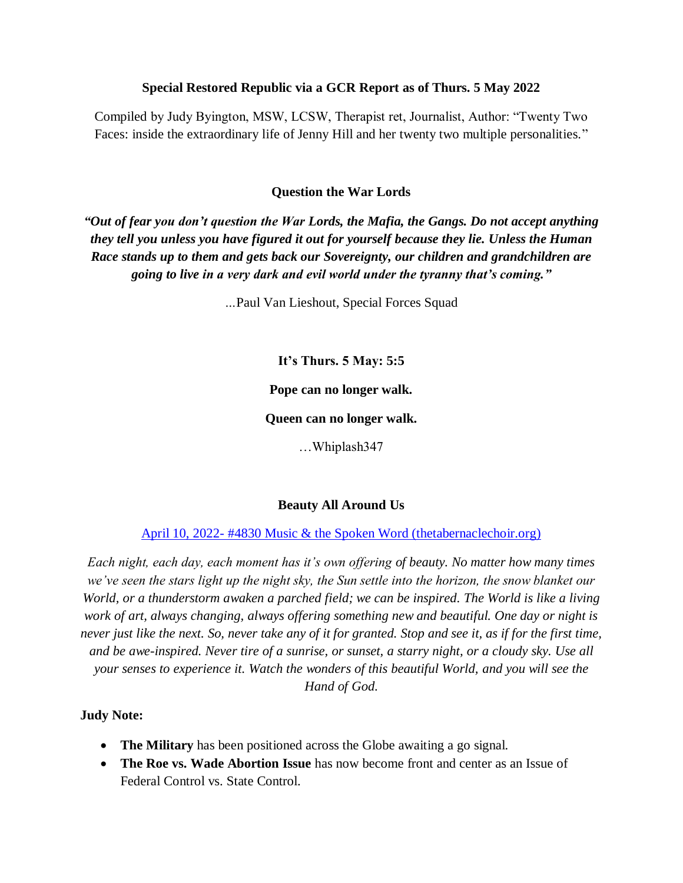**Special Restored Republic via a GCR Report as of Thurs. 5 May 2022**

Compiled by Judy Byington, MSW, LCSW, Therapist ret, Journalist, Author: "Twenty Two Faces: inside the extraordinary life of Jenny Hill and her twenty two multiple personalities."

**Question the War Lords**

***"Out of fear you don't question the War Lords, the Mafia, the Gangs. Do not accept anything they tell you unless you have figured it out for yourself because they lie. Unless the Human Race stands up to them and gets back our Sovereignty, our children and grandchildren are going to live in a very dark and evil world under the tyranny that's coming."***

...Paul Van Lieshout, Special Forces Squad

**It's Thurs. 5 May: 5:5**

**Pope can no longer walk.**

**Queen can no longer walk.**

…Whiplash347

**Beauty All Around Us**

[April 10, 2022- #4830 Music & the Spoken Word (thetabernaclechoir.org)]

*Each night, each day, each moment has it's own offering of beauty. No matter how many times we've seen the stars light up the night sky, the Sun settle into the horizon, the snow blanket our World, or a thunderstorm awaken a parched field; we can be inspired. The World is like a living work of art, always changing, always offering something new and beautiful. One day or night is never just like the next. So, never take any of it for granted. Stop and see it, as if for the first time, and be awe-inspired. Never tire of a sunrise, or sunset, a starry night, or a cloudy sky. Use all your senses to experience it. Watch the wonders of this beautiful World, and you will see the Hand of God.*

**Judy Note:**

- **The Military** has been positioned across the Globe awaiting a go signal.
- **The Roe vs. Wade Abortion Issue** has now become front and center as an Issue of Federal Control vs. State Control.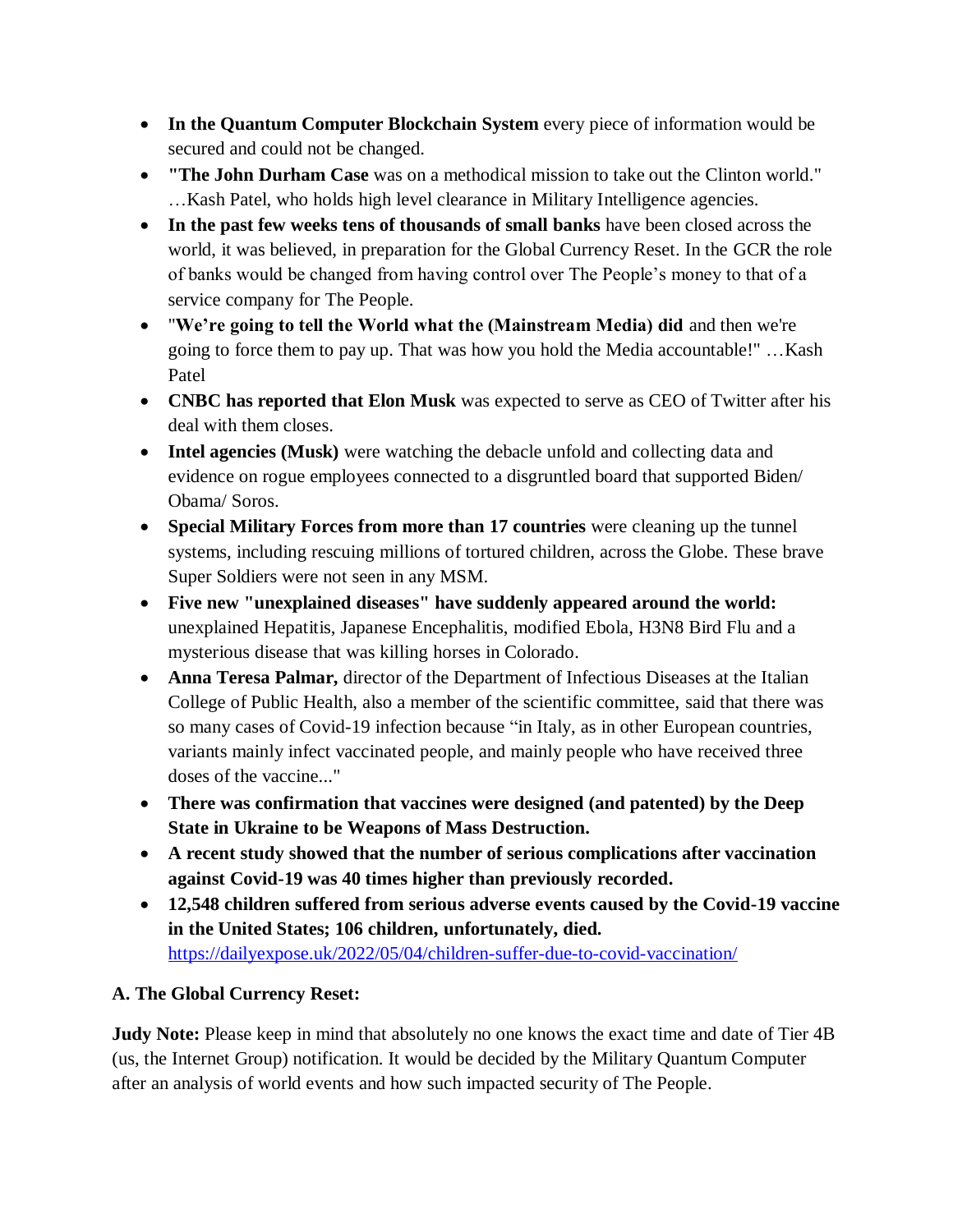- **In the Quantum Computer Blockchain System** every piece of information would be secured and could not be changed.
- **"The John Durham Case** was on a methodical mission to take out the Clinton world." …Kash Patel, who holds high level clearance in Military Intelligence agencies.
- **In the past few weeks tens of thousands of small banks** have been closed across the world, it was believed, in preparation for the Global Currency Reset. In the GCR the role of banks would be changed from having control over The People's money to that of a service company for The People.
- "**We're going to tell the World what the (Mainstream Media) did** and then we're going to force them to pay up. That was how you hold the Media accountable!" …Kash Patel
- **CNBC has reported that Elon Musk** was expected to serve as CEO of Twitter after his deal with them closes.
- **Intel agencies (Musk)** were watching the debacle unfold and collecting data and evidence on rogue employees connected to a disgruntled board that supported Biden/ Obama/ Soros.
- **Special Military Forces from more than 17 countries** were cleaning up the tunnel systems, including rescuing millions of tortured children, across the Globe. These brave Super Soldiers were not seen in any MSM.
- **Five new "unexplained diseases" have suddenly appeared around the world:** unexplained Hepatitis, Japanese Encephalitis, modified Ebola, H3N8 Bird Flu and a mysterious disease that was killing horses in Colorado.
- **Anna Teresa Palmar,** director of the Department of Infectious Diseases at the Italian College of Public Health, also a member of the scientific committee, said that there was so many cases of Covid-19 infection because "in Italy, as in other European countries, variants mainly infect vaccinated people, and mainly people who have received three doses of the vaccine..."
- **There was confirmation that vaccines were designed (and patented) by the Deep State in Ukraine to be Weapons of Mass Destruction.**
- **A recent study showed that the number of serious complications after vaccination against Covid-19 was 40 times higher than previously recorded.**
- **12,548 children suffered from serious adverse events caused by the Covid-19 vaccine in the United States; 106 children, unfortunately, died.** [https://dailyexpose.uk/2022/05/04/children-suffer-due-to-covid-vaccination/](https://dailyexpose.uk/2022/05/04/children-suffer-due-to-covid-vaccination/)

**A. The Global Currency Reset:**

**Judy Note:** Please keep in mind that absolutely no one knows the exact time and date of Tier 4B (us, the Internet Group) notification. It would be decided by the Military Quantum Computer after an analysis of world events and how such impacted security of The People.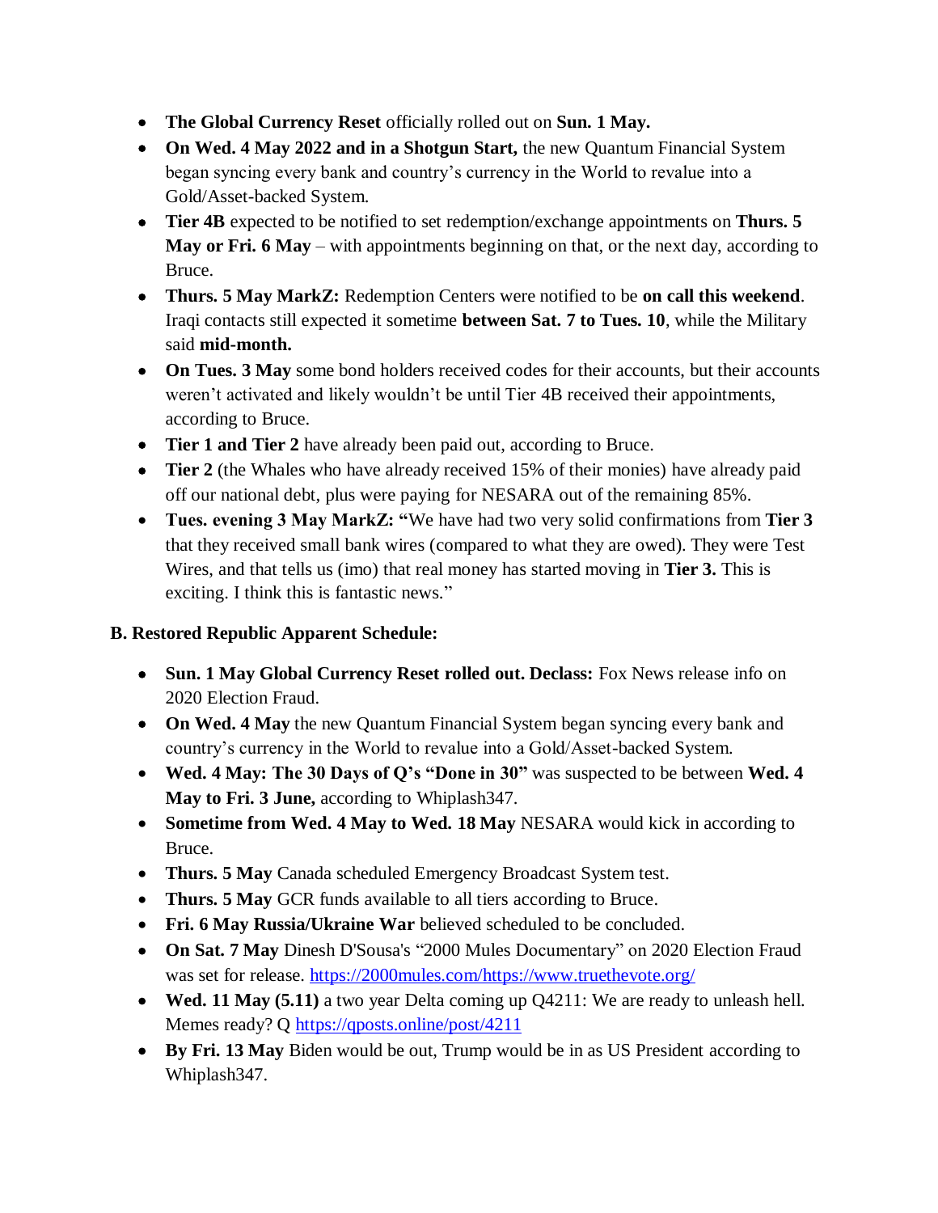- **The Global Currency Reset** officially rolled out on **Sun. 1 May.**
- **On Wed. 4 May 2022 and in a Shotgun Start,** the new Quantum Financial System began syncing every bank and country's currency in the World to revalue into a Gold/Asset-backed System.
- **Tier 4B** expected to be notified to set redemption/exchange appointments on **Thurs. 5 May or Fri. 6 May** – with appointments beginning on that, or the next day, according to Bruce.
- **Thurs. 5 May MarkZ:** Redemption Centers were notified to be **on call this weekend**. Iraqi contacts still expected it sometime **between Sat. 7 to Tues. 10**, while the Military said **mid-month.**
- **On Tues. 3 May** some bond holders received codes for their accounts, but their accounts weren't activated and likely wouldn't be until Tier 4B received their appointments, according to Bruce.
- **Tier 1 and Tier 2** have already been paid out, according to Bruce.
- **Tier 2** (the Whales who have already received 15% of their monies) have already paid off our national debt, plus were paying for NESARA out of the remaining 85%.
- **Tues. evening 3 May MarkZ: "**We have had two very solid confirmations from **Tier 3** that they received small bank wires (compared to what they are owed). They were Test Wires, and that tells us (imo) that real money has started moving in **Tier 3.** This is exciting. I think this is fantastic news."

**B. Restored Republic Apparent Schedule:**

- **Sun. 1 May Global Currency Reset rolled out. Declass:** Fox News release info on 2020 Election Fraud.
- **On Wed. 4 May** the new Quantum Financial System began syncing every bank and country's currency in the World to revalue into a Gold/Asset-backed System.
- **Wed. 4 May: The 30 Days of Q's "Done in 30"** was suspected to be between **Wed. 4 May to Fri. 3 June,** according to Whiplash347.
- **Sometime from Wed. 4 May to Wed. 18 May** NESARA would kick in according to Bruce.
- **Thurs. 5 May** Canada scheduled Emergency Broadcast System test.
- **Thurs. 5 May** GCR funds available to all tiers according to Bruce.
- **Fri. 6 May Russia/Ukraine War** believed scheduled to be concluded.
- **On Sat. 7 May** Dinesh D'Sousa's "2000 Mules Documentary" on 2020 Election Fraud was set for release. https://2000mules.com/https://www.truethevote.org/
- **Wed. 11 May (5.11)** a two year Delta coming up Q4211: We are ready to unleash hell. Memes ready? Q https://qposts.online/post/4211
- **By Fri. 13 May** Biden would be out, Trump would be in as US President according to Whiplash347.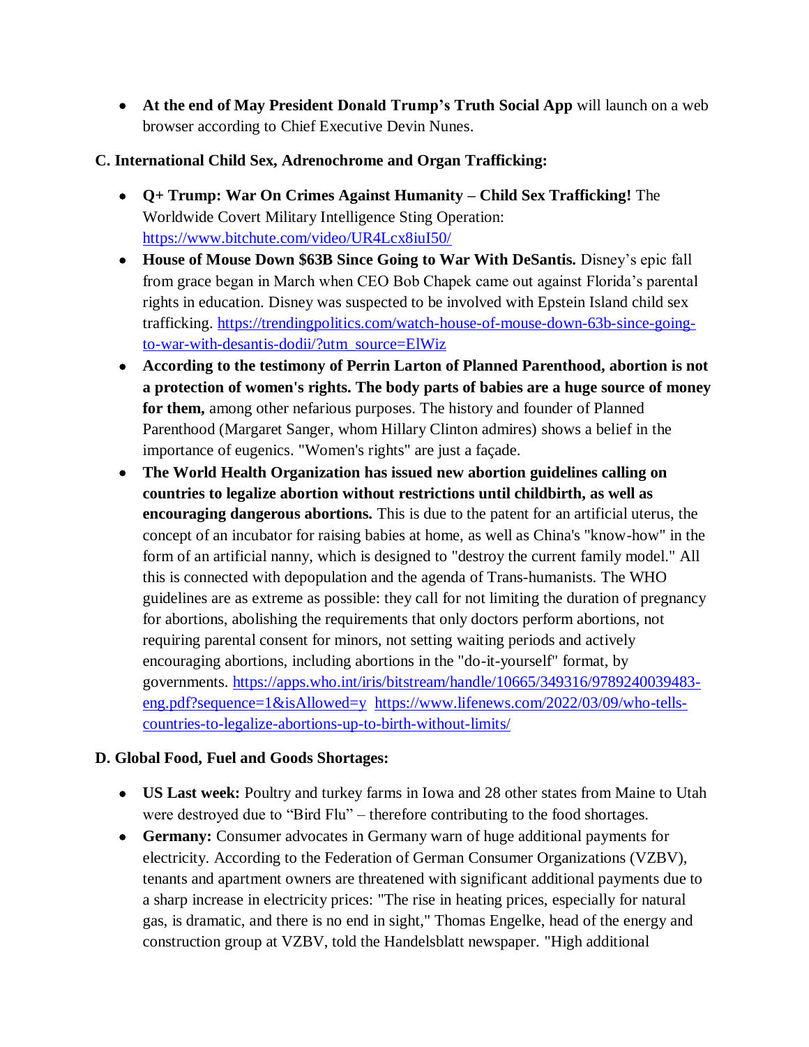- **At the end of May President Donald Trump's Truth Social App** will launch on a web browser according to Chief Executive Devin Nunes.

**C. International Child Sex, Adrenochrome and Organ Trafficking:**

- **Q+ Trump: War On Crimes Against Humanity – Child Sex Trafficking!** The Worldwide Covert Military Intelligence Sting Operation: https://www.bitchute.com/video/UR4Lcx8iuI50/
- **House of Mouse Down $63B Since Going to War With DeSantis.** Disney's epic fall from grace began in March when CEO Bob Chapek came out against Florida's parental rights in education. Disney was suspected to be involved with Epstein Island child sex trafficking. https://trendingpolitics.com/watch-house-of-mouse-down-63b-since-going-to-war-with-desantis-dodii/?utm_source=ElWiz
- **According to the testimony of Perrin Larton of Planned Parenthood, abortion is not a protection of women's rights. The body parts of babies are a huge source of money for them,** among other nefarious purposes. The history and founder of Planned Parenthood (Margaret Sanger, whom Hillary Clinton admires) shows a belief in the importance of eugenics. "Women's rights" are just a façade.
- **The World Health Organization has issued new abortion guidelines calling on countries to legalize abortion without restrictions until childbirth, as well as encouraging dangerous abortions.** This is due to the patent for an artificial uterus, the concept of an incubator for raising babies at home, as well as China's "know-how" in the form of an artificial nanny, which is designed to "destroy the current family model." All this is connected with depopulation and the agenda of Trans-humanists. The WHO guidelines are as extreme as possible: they call for not limiting the duration of pregnancy for abortions, abolishing the requirements that only doctors perform abortions, not requiring parental consent for minors, not setting waiting periods and actively encouraging abortions, including abortions in the "do-it-yourself" format, by governments. https://apps.who.int/iris/bitstream/handle/10665/349316/9789240039483-eng.pdf?sequence=1&isAllowed=y https://www.lifenews.com/2022/03/09/who-tells-countries-to-legalize-abortions-up-to-birth-without-limits/

**D. Global Food, Fuel and Goods Shortages:**

- **US Last week:** Poultry and turkey farms in Iowa and 28 other states from Maine to Utah were destroyed due to "Bird Flu" – therefore contributing to the food shortages.
- **Germany:** Consumer advocates in Germany warn of huge additional payments for electricity. According to the Federation of German Consumer Organizations (VZBV), tenants and apartment owners are threatened with significant additional payments due to a sharp increase in electricity prices: "The rise in heating prices, especially for natural gas, is dramatic, and there is no end in sight," Thomas Engelke, head of the energy and construction group at VZBV, told the Handelsblatt newspaper. "High additional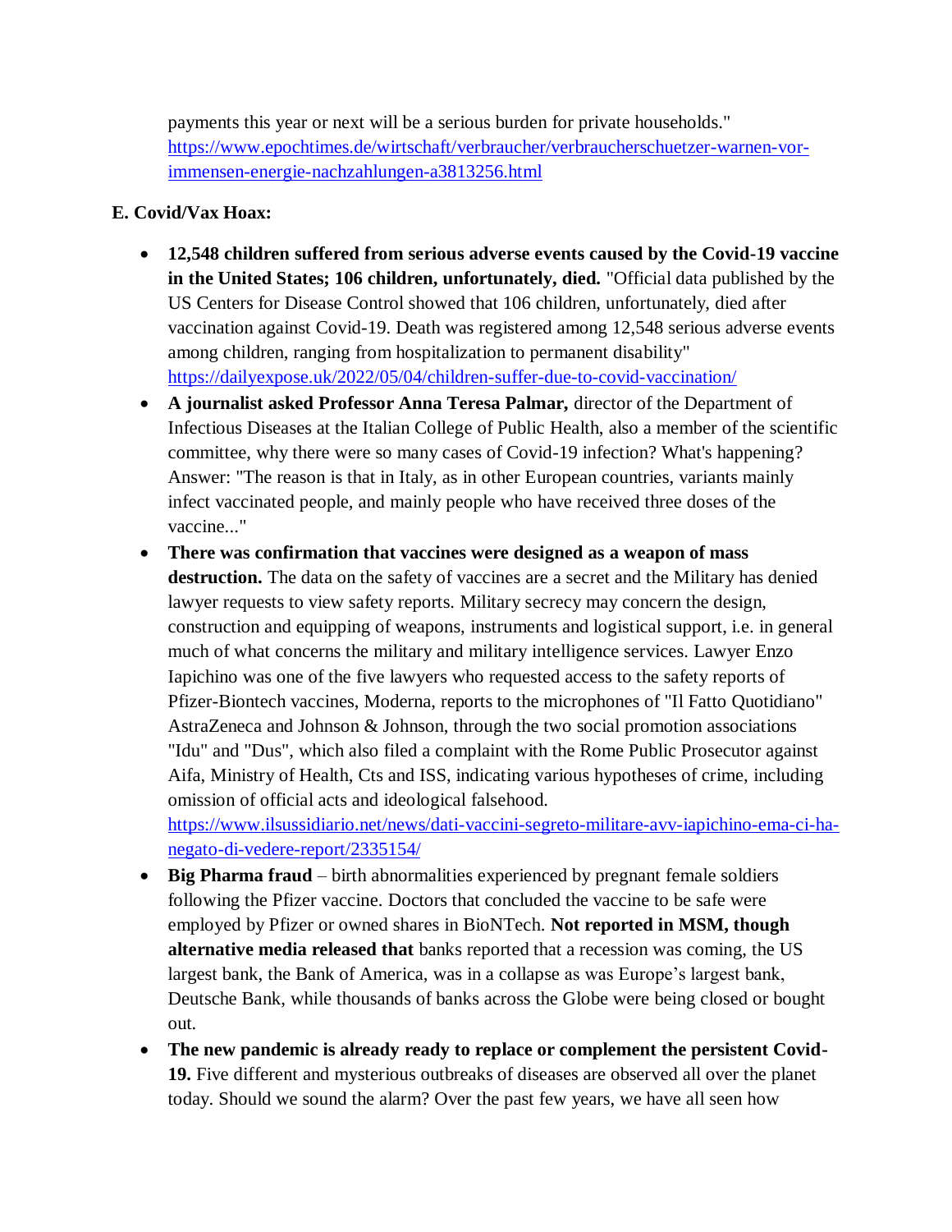payments this year or next will be a serious burden for private households." [https://www.epochtimes.de/wirtschaft/verbraucher/verbraucherschuetzer-warnen-vor-immensen-energie-nachzahlungen-a3813256.html](https://www.epochtimes.de/wirtschaft/verbraucher/verbraucherschuetzer-warnen-vor-immensen-energie-nachzahlungen-a3813256.html)

**E. Covid/Vax Hoax:**

- **12,548 children suffered from serious adverse events caused by the Covid-19 vaccine in the United States; 106 children, unfortunately, died.** "Official data published by the US Centers for Disease Control showed that 106 children, unfortunately, died after vaccination against Covid-19. Death was registered among 12,548 serious adverse events among children, ranging from hospitalization to permanent disability" [https://dailyexpose.uk/2022/05/04/children-suffer-due-to-covid-vaccination/](https://dailyexpose.uk/2022/05/04/children-suffer-due-to-covid-vaccination/)
- **A journalist asked Professor Anna Teresa Palmar,** director of the Department of Infectious Diseases at the Italian College of Public Health, also a member of the scientific committee, why there were so many cases of Covid-19 infection? What's happening? Answer: "The reason is that in Italy, as in other European countries, variants mainly infect vaccinated people, and mainly people who have received three doses of the vaccine..."
- **There was confirmation that vaccines were designed as a weapon of mass destruction.** The data on the safety of vaccines are a secret and the Military has denied lawyer requests to view safety reports. Military secrecy may concern the design, construction and equipping of weapons, instruments and logistical support, i.e. in general much of what concerns the military and military intelligence services. Lawyer Enzo Iapichino was one of the five lawyers who requested access to the safety reports of Pfizer-Biontech vaccines, Moderna, reports to the microphones of "Il Fatto Quotidiano" AstraZeneca and Johnson & Johnson, through the two social promotion associations "Idu" and "Dus", which also filed a complaint with the Rome Public Prosecutor against Aifa, Ministry of Health, Cts and ISS, indicating various hypotheses of crime, including omission of official acts and ideological falsehood. [https://www.ilsussidiario.net/news/dati-vaccini-segreto-militare-avv-iapichino-ema-ci-ha-negato-di-vedere-report/2335154/](https://www.ilsussidiario.net/news/dati-vaccini-segreto-militare-avv-iapichino-ema-ci-ha-negato-di-vedere-report/2335154/)
- **Big Pharma fraud** – birth abnormalities experienced by pregnant female soldiers following the Pfizer vaccine. Doctors that concluded the vaccine to be safe were employed by Pfizer or owned shares in BioNTech. **Not reported in MSM, though alternative media released that** banks reported that a recession was coming, the US largest bank, the Bank of America, was in a collapse as was Europe's largest bank, Deutsche Bank, while thousands of banks across the Globe were being closed or bought out.
- **The new pandemic is already ready to replace or complement the persistent Covid-19.** Five different and mysterious outbreaks of diseases are observed all over the planet today. Should we sound the alarm? Over the past few years, we have all seen how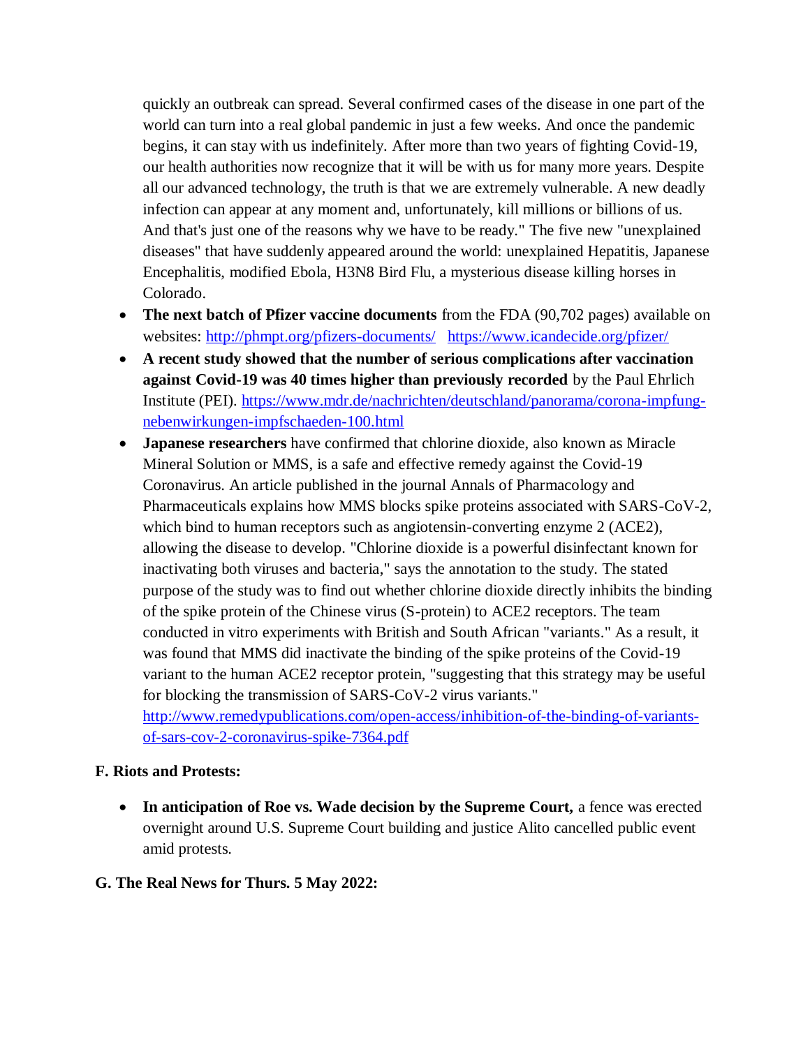quickly an outbreak can spread. Several confirmed cases of the disease in one part of the world can turn into a real global pandemic in just a few weeks. And once the pandemic begins, it can stay with us indefinitely. After more than two years of fighting Covid-19, our health authorities now recognize that it will be with us for many more years. Despite all our advanced technology, the truth is that we are extremely vulnerable. A new deadly infection can appear at any moment and, unfortunately, kill millions or billions of us. And that's just one of the reasons why we have to be ready." The five new "unexplained diseases" that have suddenly appeared around the world: unexplained Hepatitis, Japanese Encephalitis, modified Ebola, H3N8 Bird Flu, a mysterious disease killing horses in Colorado.

- **The next batch of Pfizer vaccine documents** from the FDA (90,702 pages) available on websites: [http://phmpt.org/pfizers-documents/](http://phmpt.org/pfizers-documents/) [https://www.icandecide.org/pfizer/](https://www.icandecide.org/pfizer/)
- **A recent study showed that the number of serious complications after vaccination against Covid-19 was 40 times higher than previously recorded** by the Paul Ehrlich Institute (PEI). [https://www.mdr.de/nachrichten/deutschland/panorama/corona-impfung-nebenwirkungen-impfschaeden-100.html](https://www.mdr.de/nachrichten/deutschland/panorama/corona-impfung-nebenwirkungen-impfschaeden-100.html)
- **Japanese researchers** have confirmed that chlorine dioxide, also known as Miracle Mineral Solution or MMS, is a safe and effective remedy against the Covid-19 Coronavirus. An article published in the journal Annals of Pharmacology and Pharmaceuticals explains how MMS blocks spike proteins associated with SARS-CoV-2, which bind to human receptors such as angiotensin-converting enzyme 2 (ACE2), allowing the disease to develop. "Chlorine dioxide is a powerful disinfectant known for inactivating both viruses and bacteria," says the annotation to the study. The stated purpose of the study was to find out whether chlorine dioxide directly inhibits the binding of the spike protein of the Chinese virus (S-protein) to ACE2 receptors. The team conducted in vitro experiments with British and South African "variants." As a result, it was found that MMS did inactivate the binding of the spike proteins of the Covid-19 variant to the human ACE2 receptor protein, "suggesting that this strategy may be useful for blocking the transmission of SARS-CoV-2 virus variants." [http://www.remedypublications.com/open-access/inhibition-of-the-binding-of-variants-of-sars-cov-2-coronavirus-spike-7364.pdf](http://www.remedypublications.com/open-access/inhibition-of-the-binding-of-variants-of-sars-cov-2-coronavirus-spike-7364.pdf)

## F. Riots and Protests:

- **In anticipation of Roe vs. Wade decision by the Supreme Court,** a fence was erected overnight around U.S. Supreme Court building and justice Alito cancelled public event amid protests.

## G. The Real News for Thurs. 5 May 2022: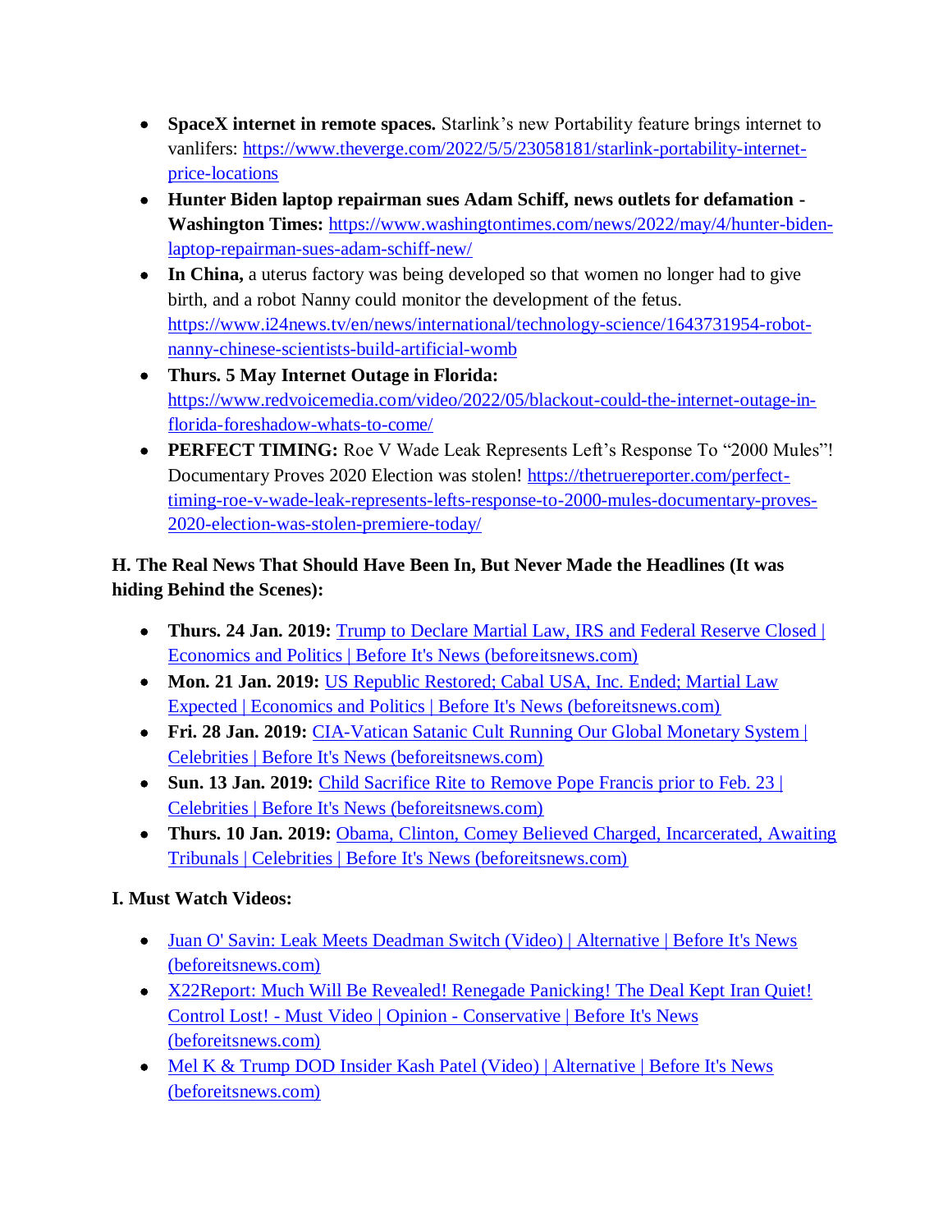- **SpaceX internet in remote spaces.** Starlink's new Portability feature brings internet to vanlifers: https://www.theverge.com/2022/5/5/23058181/starlink-portability-internet-price-locations
- **Hunter Biden laptop repairman sues Adam Schiff, news outlets for defamation - Washington Times:** https://www.washingtontimes.com/news/2022/may/4/hunter-biden-laptop-repairman-sues-adam-schiff-new/
- **In China,** a uterus factory was being developed so that women no longer had to give birth, and a robot Nanny could monitor the development of the fetus. https://www.i24news.tv/en/news/international/technology-science/1643731954-robot-nanny-chinese-scientists-build-artificial-womb
- **Thurs. 5 May Internet Outage in Florida:** https://www.redvoicemedia.com/video/2022/05/blackout-could-the-internet-outage-in-florida-foreshadow-whats-to-come/
- **PERFECT TIMING:** Roe V Wade Leak Represents Left's Response To "2000 Mules"! Documentary Proves 2020 Election was stolen! https://thetruereporter.com/perfect-timing-roe-v-wade-leak-represents-lefts-response-to-2000-mules-documentary-proves-2020-election-was-stolen-premiere-today/

**H. The Real News That Should Have Been In, But Never Made the Headlines (It was hiding Behind the Scenes):**

- **Thurs. 24 Jan. 2019:** Trump to Declare Martial Law, IRS and Federal Reserve Closed | Economics and Politics | Before It's News (beforeitsnews.com)
- **Mon. 21 Jan. 2019:** US Republic Restored; Cabal USA, Inc. Ended; Martial Law Expected | Economics and Politics | Before It's News (beforeitsnews.com)
- **Fri. 28 Jan. 2019:** CIA-Vatican Satanic Cult Running Our Global Monetary System | Celebrities | Before It's News (beforeitsnews.com)
- **Sun. 13 Jan. 2019:** Child Sacrifice Rite to Remove Pope Francis prior to Feb. 23 | Celebrities | Before It's News (beforeitsnews.com)
- **Thurs. 10 Jan. 2019:** Obama, Clinton, Comey Believed Charged, Incarcerated, Awaiting Tribunals | Celebrities | Before It's News (beforeitsnews.com)

**I. Must Watch Videos:**

- Juan O' Savin: Leak Meets Deadman Switch (Video) | Alternative | Before It's News (beforeitsnews.com)
- X22Report: Much Will Be Revealed! Renegade Panicking! The Deal Kept Iran Quiet! Control Lost! - Must Video | Opinion - Conservative | Before It's News (beforeitsnews.com)
- Mel K & Trump DOD Insider Kash Patel (Video) | Alternative | Before It's News (beforeitsnews.com)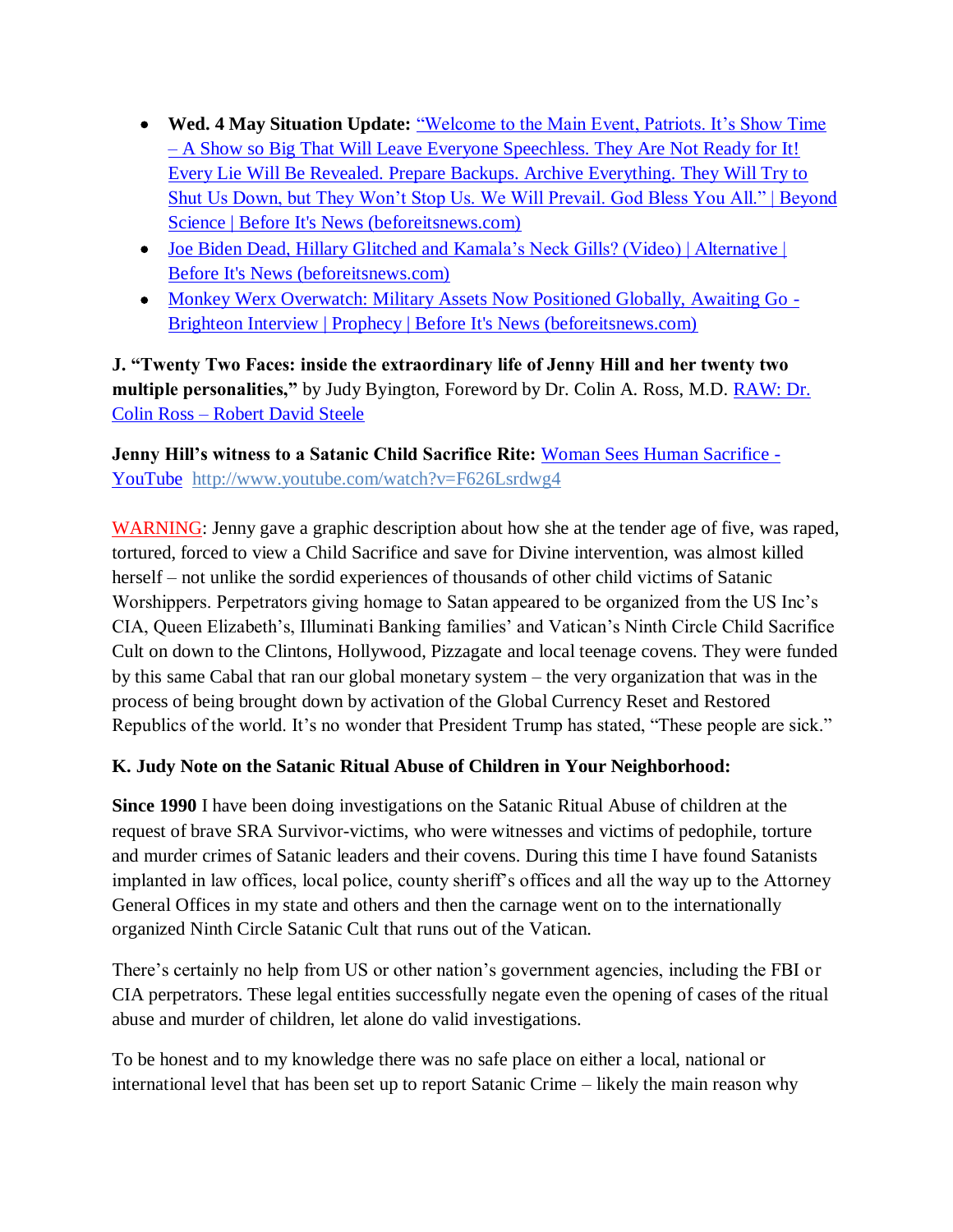- **Wed. 4 May Situation Update:** "Welcome to the Main Event, Patriots. It's Show Time – A Show so Big That Will Leave Everyone Speechless. They Are Not Ready for It! Every Lie Will Be Revealed. Prepare Backups. Archive Everything. They Will Try to Shut Us Down, but They Won't Stop Us. We Will Prevail. God Bless You All." | Beyond Science | Before It's News (beforeitsnews.com)
- Joe Biden Dead, Hillary Glitched and Kamala's Neck Gills? (Video) | Alternative | Before It's News (beforeitsnews.com)
- Monkey Werx Overwatch: Military Assets Now Positioned Globally, Awaiting Go - Brighteon Interview | Prophecy | Before It's News (beforeitsnews.com)

**J. "Twenty Two Faces: inside the extraordinary life of Jenny Hill and her twenty two multiple personalities,"** by Judy Byington, Foreword by Dr. Colin A. Ross, M.D. RAW: Dr. Colin Ross – Robert David Steele

**Jenny Hill's witness to a Satanic Child Sacrifice Rite:** Woman Sees Human Sacrifice - YouTube http://www.youtube.com/watch?v=F626Lsrdwg4

WARNING: Jenny gave a graphic description about how she at the tender age of five, was raped, tortured, forced to view a Child Sacrifice and save for Divine intervention, was almost killed herself – not unlike the sordid experiences of thousands of other child victims of Satanic Worshippers. Perpetrators giving homage to Satan appeared to be organized from the US Inc's CIA, Queen Elizabeth's, Illuminati Banking families' and Vatican's Ninth Circle Child Sacrifice Cult on down to the Clintons, Hollywood, Pizzagate and local teenage covens. They were funded by this same Cabal that ran our global monetary system – the very organization that was in the process of being brought down by activation of the Global Currency Reset and Restored Republics of the world. It's no wonder that President Trump has stated, "These people are sick."

**K. Judy Note on the Satanic Ritual Abuse of Children in Your Neighborhood:**

**Since 1990** I have been doing investigations on the Satanic Ritual Abuse of children at the request of brave SRA Survivor-victims, who were witnesses and victims of pedophile, torture and murder crimes of Satanic leaders and their covens. During this time I have found Satanists implanted in law offices, local police, county sheriff's offices and all the way up to the Attorney General Offices in my state and others and then the carnage went on to the internationally organized Ninth Circle Satanic Cult that runs out of the Vatican.

There's certainly no help from US or other nation's government agencies, including the FBI or CIA perpetrators. These legal entities successfully negate even the opening of cases of the ritual abuse and murder of children, let alone do valid investigations.

To be honest and to my knowledge there was no safe place on either a local, national or international level that has been set up to report Satanic Crime – likely the main reason why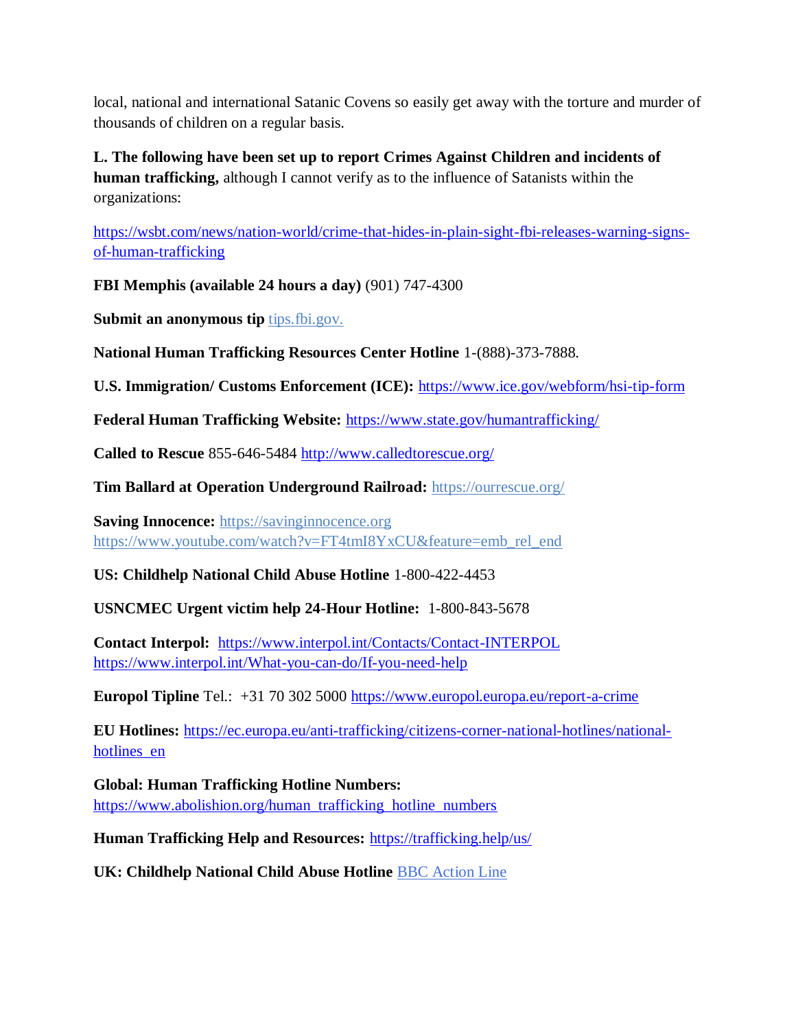local, national and international Satanic Covens so easily get away with the torture and murder of thousands of children on a regular basis.

**L. The following have been set up to report Crimes Against Children and incidents of human trafficking,** although I cannot verify as to the influence of Satanists within the organizations:

https://wsbt.com/news/nation-world/crime-that-hides-in-plain-sight-fbi-releases-warning-signs-of-human-trafficking

**FBI Memphis (available 24 hours a day)** (901) 747-4300

**Submit an anonymous tip** tips.fbi.gov.

**National Human Trafficking Resources Center Hotline** 1-(888)-373-7888.

**U.S. Immigration/ Customs Enforcement (ICE):** https://www.ice.gov/webform/hsi-tip-form

**Federal Human Trafficking Website:** https://www.state.gov/humantrafficking/

**Called to Rescue** 855-646-5484 http://www.calledtorescue.org/

**Tim Ballard at Operation Underground Railroad:** https://ourrescue.org/

**Saving Innocence:** https://savinginnocence.org
https://www.youtube.com/watch?v=FT4tmI8YxCU&feature=emb_rel_end

**US: Childhelp National Child Abuse Hotline** 1-800-422-4453

**USNCMEC Urgent victim help 24-Hour Hotline:** 1-800-843-5678

**Contact Interpol:** https://www.interpol.int/Contacts/Contact-INTERPOL
https://www.interpol.int/What-you-can-do/If-you-need-help

**Europol Tipline** Tel.: +31 70 302 5000 https://www.europol.europa.eu/report-a-crime

**EU Hotlines:** https://ec.europa.eu/anti-trafficking/citizens-corner-national-hotlines/national-hotlines_en

**Global: Human Trafficking Hotline Numbers:**
https://www.abolishion.org/human_trafficking_hotline_numbers

**Human Trafficking Help and Resources:** https://trafficking.help/us/

**UK: Childhelp National Child Abuse Hotline** BBC Action Line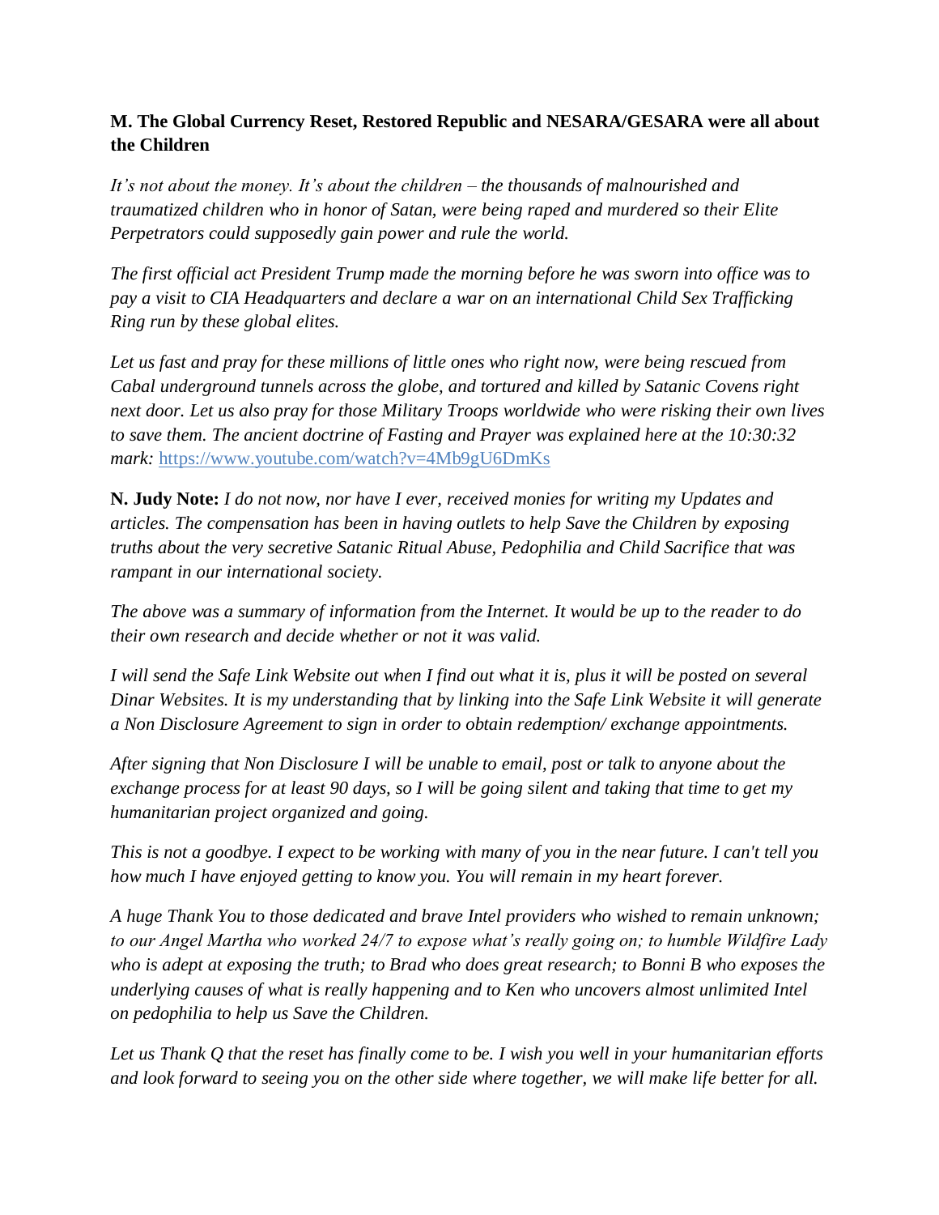**M. The Global Currency Reset, Restored Republic and NESARA/GESARA were all about the Children**

*It's not about the money. It's about the children – the thousands of malnourished and traumatized children who in honor of Satan, were being raped and murdered so their Elite Perpetrators could supposedly gain power and rule the world.*

*The first official act President Trump made the morning before he was sworn into office was to pay a visit to CIA Headquarters and declare a war on an international Child Sex Trafficking Ring run by these global elites.*

*Let us fast and pray for these millions of little ones who right now, were being rescued from Cabal underground tunnels across the globe, and tortured and killed by Satanic Covens right next door. Let us also pray for those Military Troops worldwide who were risking their own lives to save them. The ancient doctrine of Fasting and Prayer was explained here at the 10:30:32 mark:* https://www.youtube.com/watch?v=4Mb9gU6DmKs

**N. Judy Note:** *I do not now, nor have I ever, received monies for writing my Updates and articles. The compensation has been in having outlets to help Save the Children by exposing truths about the very secretive Satanic Ritual Abuse, Pedophilia and Child Sacrifice that was rampant in our international society.*

*The above was a summary of information from the Internet. It would be up to the reader to do their own research and decide whether or not it was valid.*

*I will send the Safe Link Website out when I find out what it is, plus it will be posted on several Dinar Websites. It is my understanding that by linking into the Safe Link Website it will generate a Non Disclosure Agreement to sign in order to obtain redemption/ exchange appointments.*

*After signing that Non Disclosure I will be unable to email, post or talk to anyone about the exchange process for at least 90 days, so I will be going silent and taking that time to get my humanitarian project organized and going.*

*This is not a goodbye. I expect to be working with many of you in the near future. I can't tell you how much I have enjoyed getting to know you. You will remain in my heart forever.*

*A huge Thank You to those dedicated and brave Intel providers who wished to remain unknown; to our Angel Martha who worked 24/7 to expose what's really going on; to humble Wildfire Lady who is adept at exposing the truth; to Brad who does great research; to Bonni B who exposes the underlying causes of what is really happening and to Ken who uncovers almost unlimited Intel on pedophilia to help us Save the Children.*

*Let us Thank Q that the reset has finally come to be. I wish you well in your humanitarian efforts and look forward to seeing you on the other side where together, we will make life better for all.*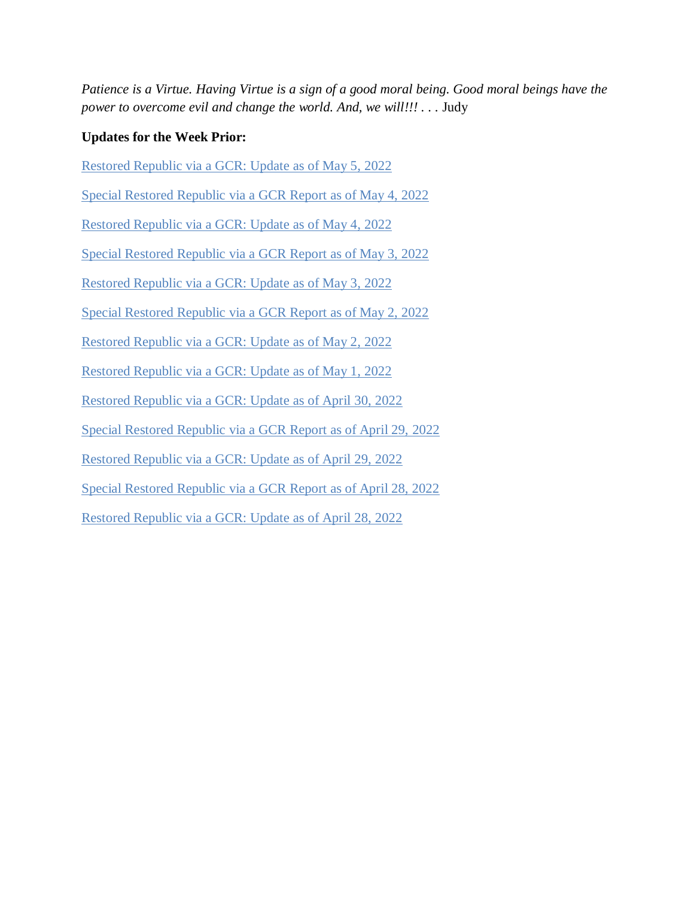*Patience is a Virtue. Having Virtue is a sign of a good moral being. Good moral beings have the power to overcome evil and change the world. And, we will!!!* . . . Judy

**Updates for the Week Prior:**

Restored Republic via a GCR: Update as of May 5, 2022

Special Restored Republic via a GCR Report as of May 4, 2022

Restored Republic via a GCR: Update as of May 4, 2022

Special Restored Republic via a GCR Report as of May 3, 2022

Restored Republic via a GCR: Update as of May 3, 2022

Special Restored Republic via a GCR Report as of May 2, 2022

Restored Republic via a GCR: Update as of May 2, 2022

Restored Republic via a GCR: Update as of May 1, 2022

Restored Republic via a GCR: Update as of April 30, 2022

Special Restored Republic via a GCR Report as of April 29, 2022

Restored Republic via a GCR: Update as of April 29, 2022

Special Restored Republic via a GCR Report as of April 28, 2022

Restored Republic via a GCR: Update as of April 28, 2022